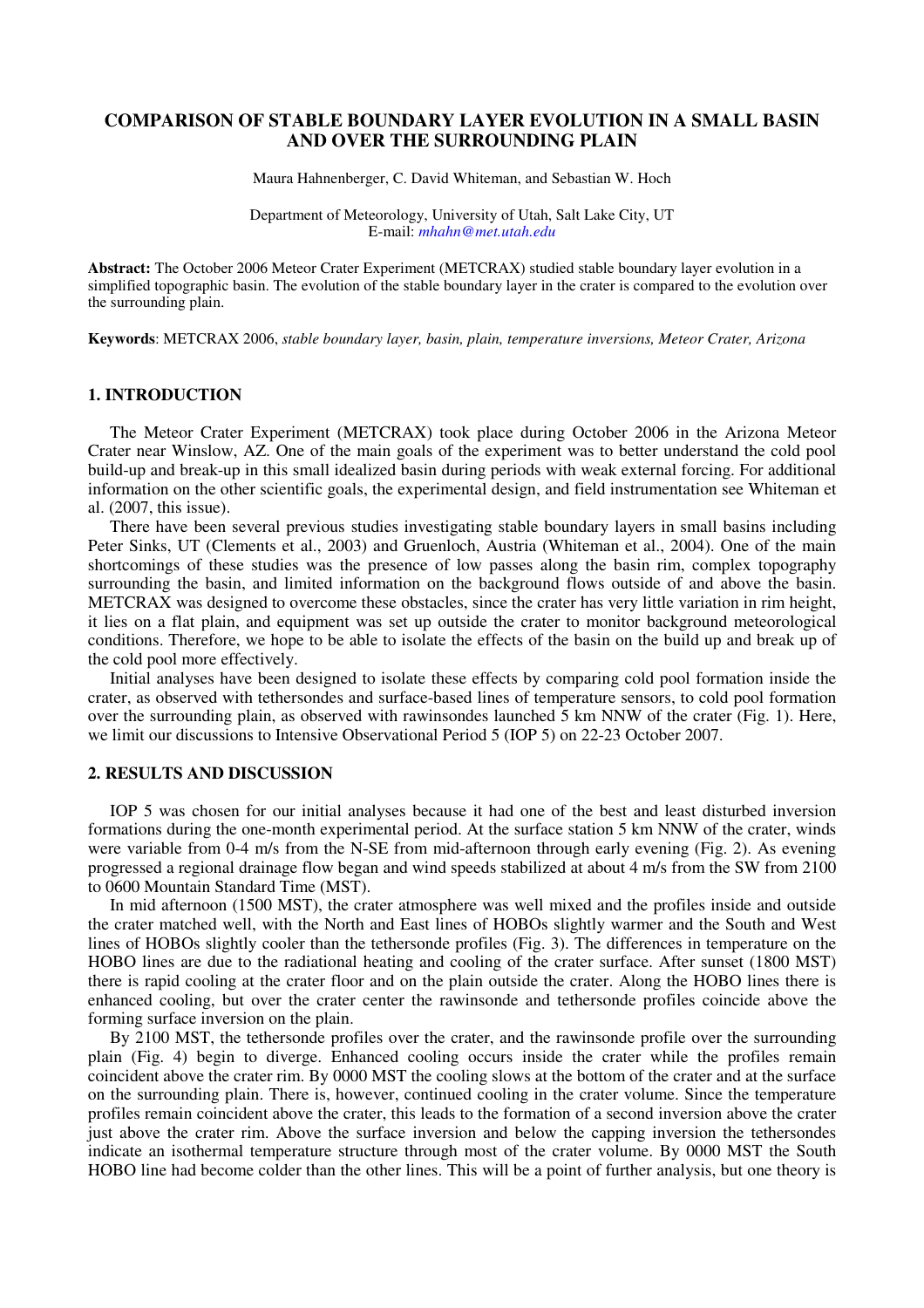# COMPARISON OF STABLE BOUNDARY LAYER EVOLUTION IN A SMALL BASIN AND OVER THE SURROUNDING PLAIN

Maura Hahnenberger, C. David Whiteman, and Sebastian W. Hoch

Department of Meteorology, University of Utah, Salt Lake City, UT
E-mail: *mhahn@met.utah.edu*

**Abstract:** The October 2006 Meteor Crater Experiment (METCRAX) studied stable boundary layer evolution in a simplified topographic basin. The evolution of the stable boundary layer in the crater is compared to the evolution over the surrounding plain.

**Keywords**: METCRAX 2006, *stable boundary layer, basin, plain, temperature inversions, Meteor Crater, Arizona*

## 1. INTRODUCTION

The Meteor Crater Experiment (METCRAX) took place during October 2006 in the Arizona Meteor Crater near Winslow, AZ. One of the main goals of the experiment was to better understand the cold pool build-up and break-up in this small idealized basin during periods with weak external forcing. For additional information on the other scientific goals, the experimental design, and field instrumentation see Whiteman et al. (2007, this issue).

There have been several previous studies investigating stable boundary layers in small basins including Peter Sinks, UT (Clements et al., 2003) and Gruenloch, Austria (Whiteman et al., 2004). One of the main shortcomings of these studies was the presence of low passes along the basin rim, complex topography surrounding the basin, and limited information on the background flows outside of and above the basin. METCRAX was designed to overcome these obstacles, since the crater has very little variation in rim height, it lies on a flat plain, and equipment was set up outside the crater to monitor background meteorological conditions. Therefore, we hope to be able to isolate the effects of the basin on the build up and break up of the cold pool more effectively.

Initial analyses have been designed to isolate these effects by comparing cold pool formation inside the crater, as observed with tethersondes and surface-based lines of temperature sensors, to cold pool formation over the surrounding plain, as observed with rawinsondes launched 5 km NNW of the crater (Fig. 1). Here, we limit our discussions to Intensive Observational Period 5 (IOP 5) on 22-23 October 2007.

## 2. RESULTS AND DISCUSSION

IOP 5 was chosen for our initial analyses because it had one of the best and least disturbed inversion formations during the one-month experimental period. At the surface station 5 km NNW of the crater, winds were variable from 0-4 m/s from the N-SE from mid-afternoon through early evening (Fig. 2). As evening progressed a regional drainage flow began and wind speeds stabilized at about 4 m/s from the SW from 2100 to 0600 Mountain Standard Time (MST).

In mid afternoon (1500 MST), the crater atmosphere was well mixed and the profiles inside and outside the crater matched well, with the North and East lines of HOBOs slightly warmer and the South and West lines of HOBOs slightly cooler than the tethersonde profiles (Fig. 3). The differences in temperature on the HOBO lines are due to the radiational heating and cooling of the crater surface. After sunset (1800 MST) there is rapid cooling at the crater floor and on the plain outside the crater. Along the HOBO lines there is enhanced cooling, but over the crater center the rawinsonde and tethersonde profiles coincide above the forming surface inversion on the plain.

By 2100 MST, the tethersonde profiles over the crater, and the rawinsonde profile over the surrounding plain (Fig. 4) begin to diverge. Enhanced cooling occurs inside the crater while the profiles remain coincident above the crater rim. By 0000 MST the cooling slows at the bottom of the crater and at the surface on the surrounding plain. There is, however, continued cooling in the crater volume. Since the temperature profiles remain coincident above the crater, this leads to the formation of a second inversion above the crater just above the crater rim. Above the surface inversion and below the capping inversion the tethersondes indicate an isothermal temperature structure through most of the crater volume. By 0000 MST the South HOBO line had become colder than the other lines. This will be a point of further analysis, but one theory is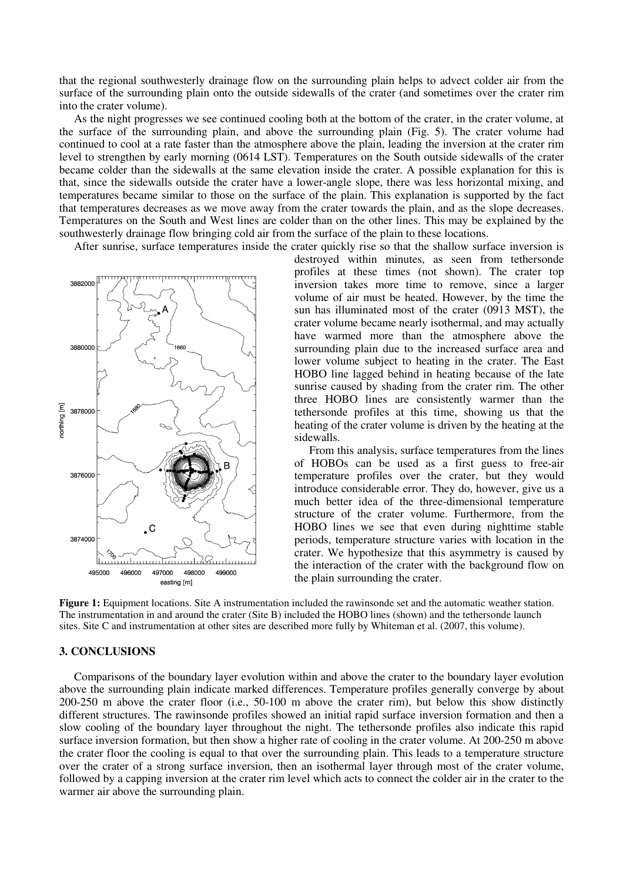that the regional southwesterly drainage flow on the surrounding plain helps to advect colder air from the surface of the surrounding plain onto the outside sidewalls of the crater (and sometimes over the crater rim into the crater volume).

As the night progresses we see continued cooling both at the bottom of the crater, in the crater volume, at the surface of the surrounding plain, and above the surrounding plain (Fig. 5). The crater volume had continued to cool at a rate faster than the atmosphere above the plain, leading the inversion at the crater rim level to strengthen by early morning (0614 LST). Temperatures on the South outside sidewalls of the crater became colder than the sidewalls at the same elevation inside the crater. A possible explanation for this is that, since the sidewalls outside the crater have a lower-angle slope, there was less horizontal mixing, and temperatures became similar to those on the surface of the plain. This explanation is supported by the fact that temperatures decreases as we move away from the crater towards the plain, and as the slope decreases. Temperatures on the South and West lines are colder than on the other lines. This may be explained by the southwesterly drainage flow bringing cold air from the surface of the plain to these locations.

After sunrise, surface temperatures inside the crater quickly rise so that the shallow surface inversion is destroyed within minutes, as seen from tethersonde profiles at these times (not shown). The crater top inversion takes more time to remove, since a larger volume of air must be heated. However, by the time the sun has illuminated most of the crater (0913 MST), the crater volume became nearly isothermal, and may actually have warmed more than the atmosphere above the surrounding plain due to the increased surface area and lower volume subject to heating in the crater. The East HOBO line lagged behind in heating because of the late sunrise caused by shading from the crater rim. The other three HOBO lines are consistently warmer than the tethersonde profiles at this time, showing us that the heating of the crater volume is driven by the heating at the sidewalls.

From this analysis, surface temperatures from the lines of HOBOs can be used as a first guess to free-air temperature profiles over the crater, but they would introduce considerable error. They do, however, give us a much better idea of the three-dimensional temperature structure of the crater volume. Furthermore, from the HOBO lines we see that even during nighttime stable periods, temperature structure varies with location in the crater. We hypothesize that this asymmetry is caused by the interaction of the crater with the background flow on the plain surrounding the crater.

**Figure 1:** Equipment locations. Site A instrumentation included the rawinsonde set and the automatic weather station. The instrumentation in and around the crater (Site B) included the HOBO lines (shown) and the tethersonde launch sites. Site C and instrumentation at other sites are described more fully by Whiteman et al. (2007, this volume).

## 3. CONCLUSIONS

Comparisons of the boundary layer evolution within and above the crater to the boundary layer evolution above the surrounding plain indicate marked differences. Temperature profiles generally converge by about 200-250 m above the crater floor (i.e., 50-100 m above the crater rim), but below this show distinctly different structures. The rawinsonde profiles showed an initial rapid surface inversion formation and then a slow cooling of the boundary layer throughout the night. The tethersonde profiles also indicate this rapid surface inversion formation, but then show a higher rate of cooling in the crater volume. At 200-250 m above the crater floor the cooling is equal to that over the surrounding plain. This leads to a temperature structure over the crater of a strong surface inversion, then an isothermal layer through most of the crater volume, followed by a capping inversion at the crater rim level which acts to connect the colder air in the crater to the warmer air above the surrounding plain.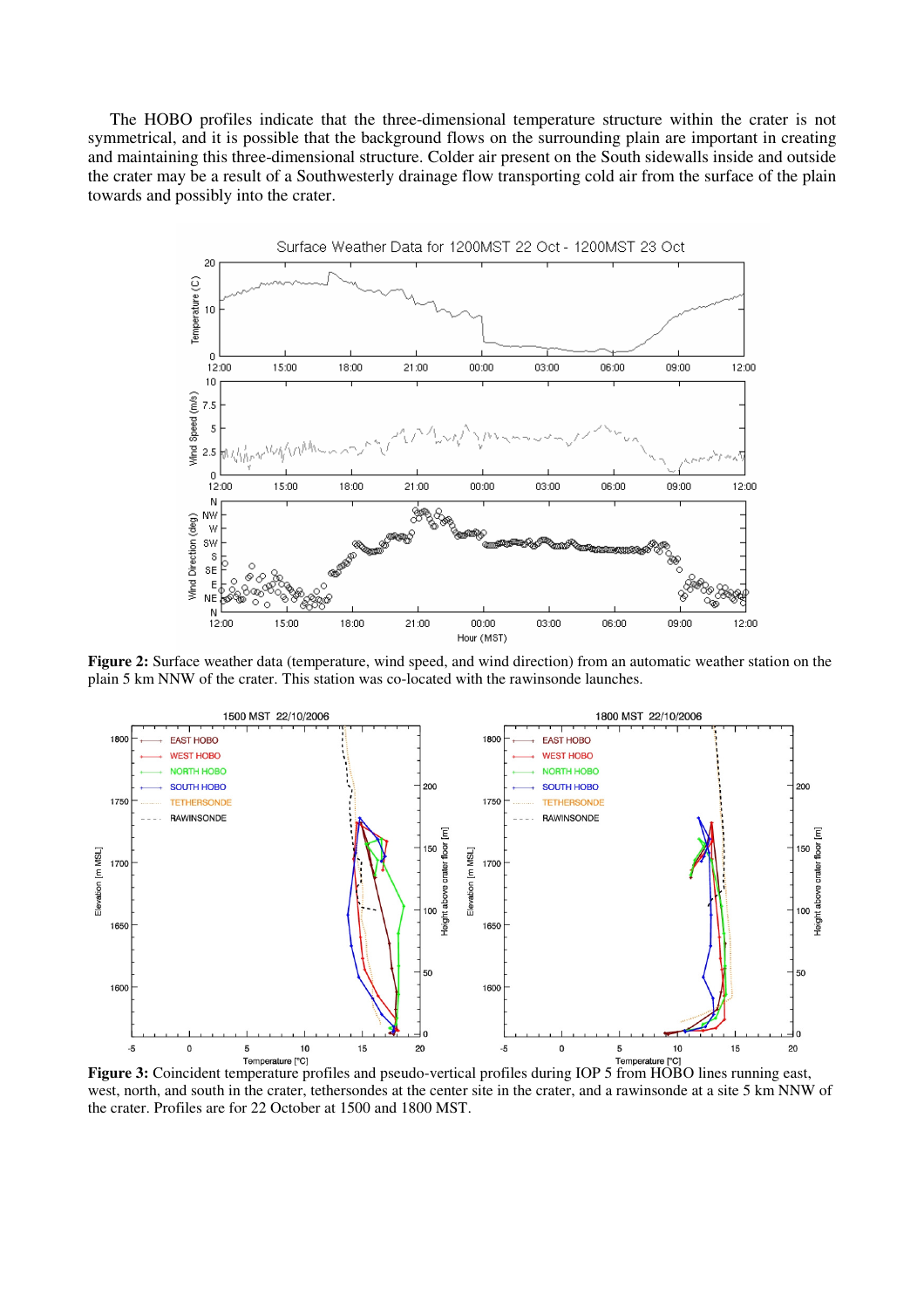The HOBO profiles indicate that the three-dimensional temperature structure within the crater is not symmetrical, and it is possible that the background flows on the surrounding plain are important in creating and maintaining this three-dimensional structure. Colder air present on the South sidewalls inside and outside the crater may be a result of a Southwesterly drainage flow transporting cold air from the surface of the plain towards and possibly into the crater.

**Figure 2:** Surface weather data (temperature, wind speed, and wind direction) from an automatic weather station on the plain 5 km NNW of the crater. This station was co-located with the rawinsonde launches.

**Figure 3:** Coincident temperature profiles and pseudo-vertical profiles during IOP 5 from HOBO lines running east, west, north, and south in the crater, tethersondes at the center site in the crater, and a rawinsonde at a site 5 km NNW of the crater. Profiles are for 22 October at 1500 and 1800 MST.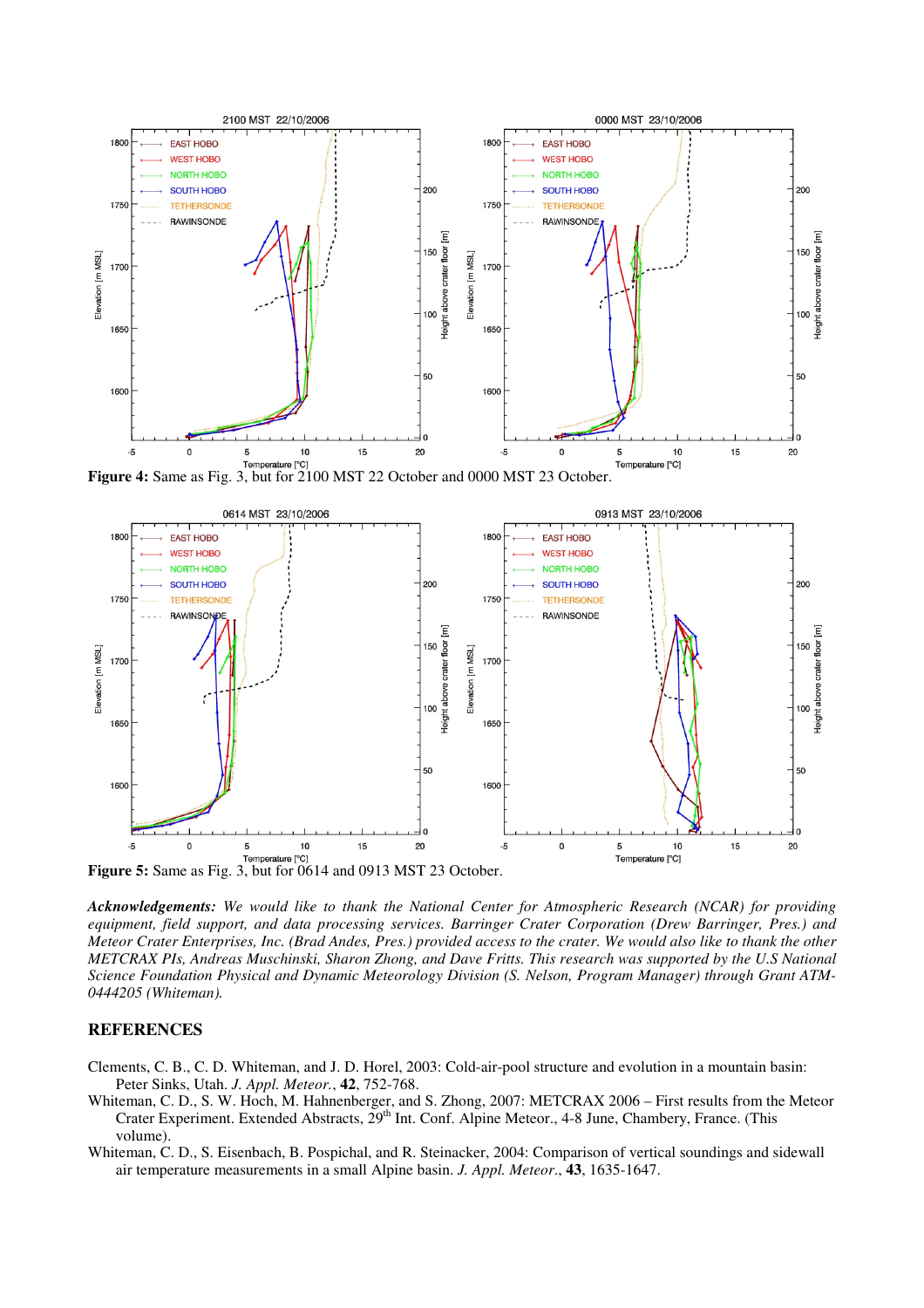2100 MST 22/10/2006

1800
1750
1700
1650
1600

Elevation [m MSL]

EAST HOBO
WEST HOBO
NORTH HOBO
SOUTH HOBO
TETHERSONDE
RAWINSONDE

200
150
100
50
0

Height above crater floor [m]

-5 0 5 10 15 20

Temperature [°C]

0000 MST 23/10/2006

1800
1750
1700
1650
1600

Elevation [m MSL]

EAST HOBO
WEST HOBO
NORTH HOBO
SOUTH HOBO
TETHERSONDE
RAWINSONDE

200
150
100
50
0

Height above crater floor [m]

-5 0 5 10 15 20

Temperature [°C]

**Figure 4:** Same as Fig. 3, but for 2100 MST 22 October and 0000 MST 23 October.

0614 MST 23/10/2006

1800
1750
1700
1650
1600

Elevation [m MSL]

EAST HOBO
WEST HOBO
NORTH HOBO
SOUTH HOBO
TETHERSONDE
RAWINSONDE

200
150
100
50
0

Height above crater floor [m]

-5 0 5 10 15 20

Temperature [°C]

0913 MST 23/10/2006

1800
1750
1700
1650
1600

Elevation [m MSL]

EAST HOBO
WEST HOBO
NORTH HOBO
SOUTH HOBO
TETHERSONDE
RAWINSONDE

200
150
100
50
0

Height above crater floor [m]

-5 0 5 10 15 20

Temperature [°C]

**Figure 5:** Same as Fig. 3, but for 0614 and 0913 MST 23 October.

***Acknowledgements:*** *We would like to thank the National Center for Atmospheric Research (NCAR) for providing equipment, field support, and data processing services. Barringer Crater Corporation (Drew Barringer, Pres.) and Meteor Crater Enterprises, Inc. (Brad Andes, Pres.) provided access to the crater. We would also like to thank the other METCRAX PIs, Andreas Muschinski, Sharon Zhong, and Dave Fritts. This research was supported by the U.S National Science Foundation Physical and Dynamic Meteorology Division (S. Nelson, Program Manager) through Grant ATM-0444205 (Whiteman).*

## REFERENCES

Clements, C. B., C. D. Whiteman, and J. D. Horel, 2003: Cold-air-pool structure and evolution in a mountain basin: Peter Sinks, Utah. *J. Appl. Meteor.*, **42**, 752-768.

Whiteman, C. D., S. W. Hoch, M. Hahnenberger, and S. Zhong, 2007: METCRAX 2006 – First results from the Meteor Crater Experiment. Extended Abstracts, 29th Int. Conf. Alpine Meteor., 4-8 June, Chambery, France. (This volume).

Whiteman, C. D., S. Eisenbach, B. Pospichal, and R. Steinacker, 2004: Comparison of vertical soundings and sidewall air temperature measurements in a small Alpine basin. *J. Appl. Meteor.*, **43**, 1635-1647.